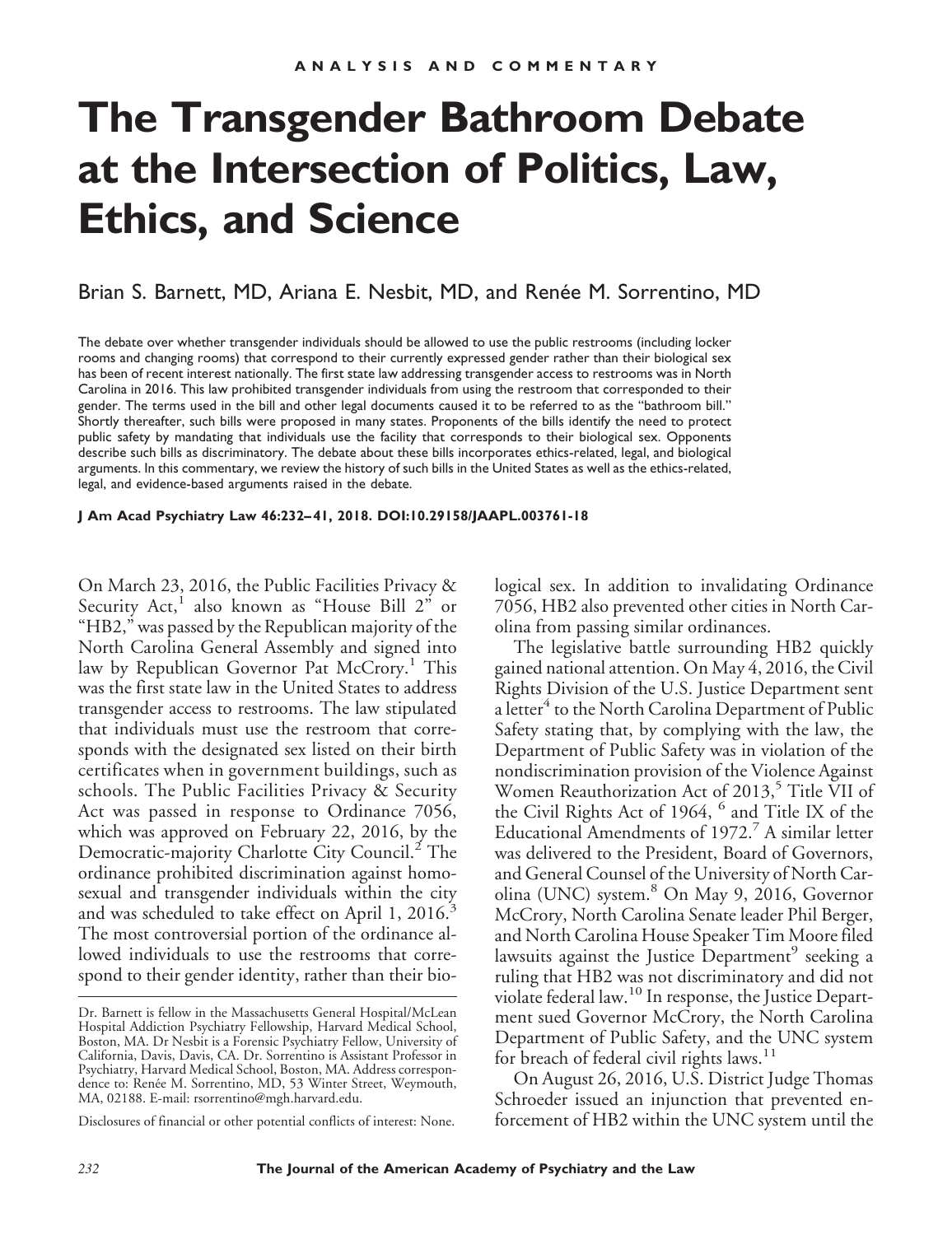ANALYSIS AND COMMENTARY

# The Transgender Bathroom Debate at the Intersection of Politics, Law, Ethics, and Science

Brian S. Barnett, MD, Ariana E. Nesbit, MD, and Renée M. Sorrentino, MD

The debate over whether transgender individuals should be allowed to use the public restrooms (including locker rooms and changing rooms) that correspond to their currently expressed gender rather than their biological sex has been of recent interest nationally. The first state law addressing transgender access to restrooms was in North Carolina in 2016. This law prohibited transgender individuals from using the restroom that corresponded to their gender. The terms used in the bill and other legal documents caused it to be referred to as the "bathroom bill." Shortly thereafter, such bills were proposed in many states. Proponents of the bills identify the need to protect public safety by mandating that individuals use the facility that corresponds to their biological sex. Opponents describe such bills as discriminatory. The debate about these bills incorporates ethics-related, legal, and biological arguments. In this commentary, we review the history of such bills in the United States as well as the ethics-related, legal, and evidence-based arguments raised in the debate.

**J Am Acad Psychiatry Law 46:232–41, 2018. DOI:10.29158/JAAPL.003761-18**

On March 23, 2016, the Public Facilities Privacy & Security Act,[1] also known as "House Bill 2" or "HB2," was passed by the Republican majority of the North Carolina General Assembly and signed into law by Republican Governor Pat McCrory.[1] This was the first state law in the United States to address transgender access to restrooms. The law stipulated that individuals must use the restroom that corresponds with the designated sex listed on their birth certificates when in government buildings, such as schools. The Public Facilities Privacy & Security Act was passed in response to Ordinance 7056, which was approved on February 22, 2016, by the Democratic-majority Charlotte City Council.[2] The ordinance prohibited discrimination against homosexual and transgender individuals within the city and was scheduled to take effect on April 1, 2016.[3] The most controversial portion of the ordinance allowed individuals to use the restrooms that correspond to their gender identity, rather than their biological sex. In addition to invalidating Ordinance 7056, HB2 also prevented other cities in North Carolina from passing similar ordinances.

The legislative battle surrounding HB2 quickly gained national attention. On May 4, 2016, the Civil Rights Division of the U.S. Justice Department sent a letter[4] to the North Carolina Department of Public Safety stating that, by complying with the law, the Department of Public Safety was in violation of the nondiscrimination provision of the Violence Against Women Reauthorization Act of 2013,[5] Title VII of the Civil Rights Act of 1964, [6] and Title IX of the Educational Amendments of 1972.[7] A similar letter was delivered to the President, Board of Governors, and General Counsel of the University of North Carolina (UNC) system.[8] On May 9, 2016, Governor McCrory, North Carolina Senate leader Phil Berger, and North Carolina House Speaker Tim Moore filed lawsuits against the Justice Department[9] seeking a ruling that HB2 was not discriminatory and did not violate federal law.[10] In response, the Justice Department sued Governor McCrory, the North Carolina Department of Public Safety, and the UNC system for breach of federal civil rights laws.[11]

On August 26, 2016, U.S. District Judge Thomas Schroeder issued an injunction that prevented enforcement of HB2 within the UNC system until the

Dr. Barnett is fellow in the Massachusetts General Hospital/McLean Hospital Addiction Psychiatry Fellowship, Harvard Medical School, Boston, MA. Dr Nesbit is a Forensic Psychiatry Fellow, University of California, Davis, Davis, CA. Dr. Sorrentino is Assistant Professor in Psychiatry, Harvard Medical School, Boston, MA. Address correspondence to: Renée M. Sorrentino, MD, 53 Winter Street, Weymouth, MA, 02188. E-mail: rsorrentino@mgh.harvard.edu.

Disclosures of financial or other potential conflicts of interest: None.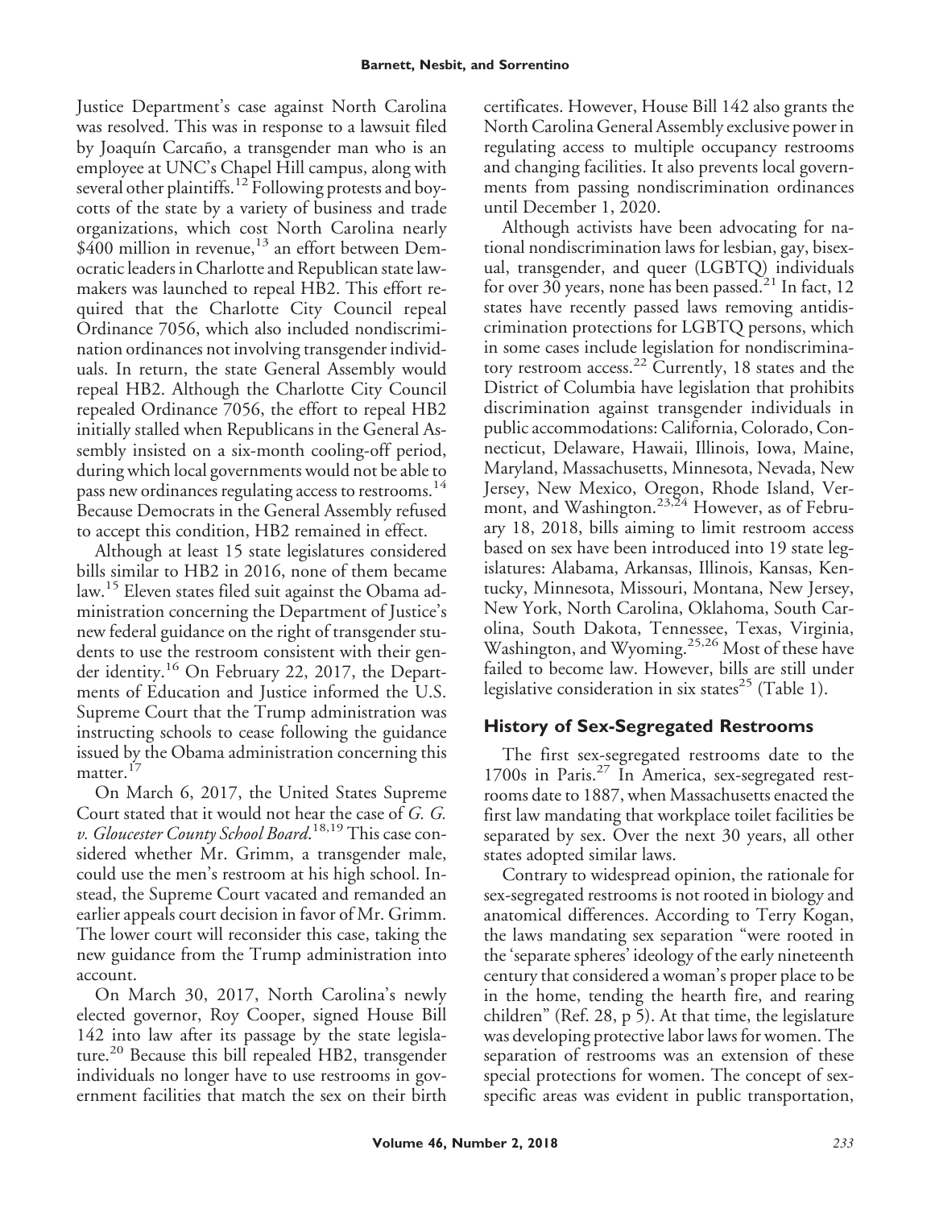Justice Department's case against North Carolina was resolved. This was in response to a lawsuit filed by Joaquín Carcaño, a transgender man who is an employee at UNC's Chapel Hill campus, along with several other plaintiffs.[12] Following protests and boycotts of the state by a variety of business and trade organizations, which cost North Carolina nearly $400 million in revenue,[13] an effort between Democratic leaders in Charlotte and Republican state lawmakers was launched to repeal HB2. This effort required that the Charlotte City Council repeal Ordinance 7056, which also included nondiscrimination ordinances not involving transgender individuals. In return, the state General Assembly would repeal HB2. Although the Charlotte City Council repealed Ordinance 7056, the effort to repeal HB2 initially stalled when Republicans in the General Assembly insisted on a six-month cooling-off period, during which local governments would not be able to pass new ordinances regulating access to restrooms.[14] Because Democrats in the General Assembly refused to accept this condition, HB2 remained in effect.

Although at least 15 state legislatures considered bills similar to HB2 in 2016, none of them became law.[15] Eleven states filed suit against the Obama administration concerning the Department of Justice's new federal guidance on the right of transgender students to use the restroom consistent with their gender identity.[16] On February 22, 2017, the Departments of Education and Justice informed the U.S. Supreme Court that the Trump administration was instructing schools to cease following the guidance issued by the Obama administration concerning this matter.[17]

On March 6, 2017, the United States Supreme Court stated that it would not hear the case of *G. G. v. Gloucester County School Board*.[18,19] This case considered whether Mr. Grimm, a transgender male, could use the men's restroom at his high school. Instead, the Supreme Court vacated and remanded an earlier appeals court decision in favor of Mr. Grimm. The lower court will reconsider this case, taking the new guidance from the Trump administration into account.

On March 30, 2017, North Carolina's newly elected governor, Roy Cooper, signed House Bill 142 into law after its passage by the state legislature.[20] Because this bill repealed HB2, transgender individuals no longer have to use restrooms in government facilities that match the sex on their birth certificates. However, House Bill 142 also grants the North Carolina General Assembly exclusive power in regulating access to multiple occupancy restrooms and changing facilities. It also prevents local governments from passing nondiscrimination ordinances until December 1, 2020.

Although activists have been advocating for national nondiscrimination laws for lesbian, gay, bisexual, transgender, and queer (LGBTQ) individuals for over 30 years, none has been passed.[21] In fact, 12 states have recently passed laws removing antidiscrimination protections for LGBTQ persons, which in some cases include legislation for nondiscriminatory restroom access.[22] Currently, 18 states and the District of Columbia have legislation that prohibits discrimination against transgender individuals in public accommodations: California, Colorado, Connecticut, Delaware, Hawaii, Illinois, Iowa, Maine, Maryland, Massachusetts, Minnesota, Nevada, New Jersey, New Mexico, Oregon, Rhode Island, Vermont, and Washington.[23,24] However, as of February 18, 2018, bills aiming to limit restroom access based on sex have been introduced into 19 state legislatures: Alabama, Arkansas, Illinois, Kansas, Kentucky, Minnesota, Missouri, Montana, New Jersey, New York, North Carolina, Oklahoma, South Carolina, South Dakota, Tennessee, Texas, Virginia, Washington, and Wyoming.[25,26] Most of these have failed to become law. However, bills are still under legislative consideration in six states[25] (Table 1).

## History of Sex-Segregated Restrooms

The first sex-segregated restrooms date to the 1700s in Paris.[27] In America, sex-segregated restrooms date to 1887, when Massachusetts enacted the first law mandating that workplace toilet facilities be separated by sex. Over the next 30 years, all other states adopted similar laws.

Contrary to widespread opinion, the rationale for sex-segregated restrooms is not rooted in biology and anatomical differences. According to Terry Kogan, the laws mandating sex separation "were rooted in the 'separate spheres' ideology of the early nineteenth century that considered a woman's proper place to be in the home, tending the hearth fire, and rearing children" (Ref. 28, p 5). At that time, the legislature was developing protective labor laws for women. The separation of restrooms was an extension of these special protections for women. The concept of sex-specific areas was evident in public transportation,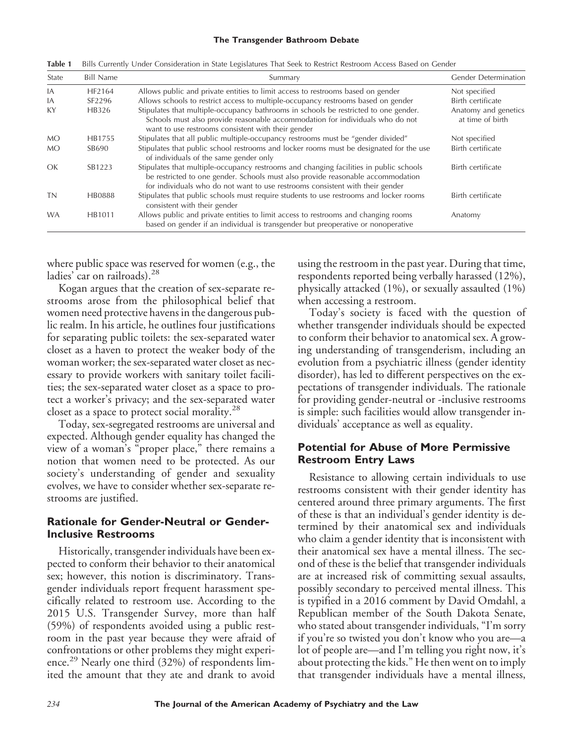Table 1 Bills Currently Under Consideration in State Legislatures That Seek to Restrict Restroom Access Based on Gender

| State | Bill Name | Summary | Gender Determination |
|---|---|---|---|
| IA | HF2164 | Allows public and private entities to limit access to restrooms based on gender | Not specified |
| IA | SF2296 | Allows schools to restrict access to multiple-occupancy restrooms based on gender | Birth certificate |
| KY | HB326 | Stipulates that multiple-occupancy bathrooms in schools be restricted to one gender. Schools must also provide reasonable accommodation for individuals who do not want to use restrooms consistent with their gender | Anatomy and genetics at time of birth |
| MO | HB1755 | Stipulates that all public multiple-occupancy restrooms must be "gender divided" | Not specified |
| MO | SB690 | Stipulates that public school restrooms and locker rooms must be designated for the use of individuals of the same gender only | Birth certificate |
| OK | SB1223 | Stipulates that multiple-occupancy restrooms and changing facilities in public schools be restricted to one gender. Schools must also provide reasonable accommodation for individuals who do not want to use restrooms consistent with their gender | Birth certificate |
| TN | HB0888 | Stipulates that public schools must require students to use restrooms and locker rooms consistent with their gender | Birth certificate |
| WA | HB1011 | Allows public and private entities to limit access to restrooms and changing rooms based on gender if an individual is transgender but preoperative or nonoperative | Anatomy |

where public space was reserved for women (e.g., the ladies' car on railroads).[28]

Kogan argues that the creation of sex-separate restrooms arose from the philosophical belief that women need protective havens in the dangerous public realm. In his article, he outlines four justifications for separating public toilets: the sex-separated water closet as a haven to protect the weaker body of the woman worker; the sex-separated water closet as necessary to provide workers with sanitary toilet facilities; the sex-separated water closet as a space to protect a worker's privacy; and the sex-separated water closet as a space to protect social morality.[28]

Today, sex-segregated restrooms are universal and expected. Although gender equality has changed the view of a woman's "proper place," there remains a notion that women need to be protected. As our society's understanding of gender and sexuality evolves, we have to consider whether sex-separate restrooms are justified.

## Rationale for Gender-Neutral or Gender-Inclusive Restrooms

Historically, transgender individuals have been expected to conform their behavior to their anatomical sex; however, this notion is discriminatory. Transgender individuals report frequent harassment specifically related to restroom use. According to the 2015 U.S. Transgender Survey, more than half (59%) of respondents avoided using a public restroom in the past year because they were afraid of confrontations or other problems they might experience.[29] Nearly one third (32%) of respondents limited the amount that they ate and drank to avoid using the restroom in the past year. During that time, respondents reported being verbally harassed (12%), physically attacked (1%), or sexually assaulted (1%) when accessing a restroom.

Today's society is faced with the question of whether transgender individuals should be expected to conform their behavior to anatomical sex. A growing understanding of transgenderism, including an evolution from a psychiatric illness (gender identity disorder), has led to different perspectives on the expectations of transgender individuals. The rationale for providing gender-neutral or -inclusive restrooms is simple: such facilities would allow transgender individuals' acceptance as well as equality.

## Potential for Abuse of More Permissive Restroom Entry Laws

Resistance to allowing certain individuals to use restrooms consistent with their gender identity has centered around three primary arguments. The first of these is that an individual's gender identity is determined by their anatomical sex and individuals who claim a gender identity that is inconsistent with their anatomical sex have a mental illness. The second of these is the belief that transgender individuals are at increased risk of committing sexual assaults, possibly secondary to perceived mental illness. This is typified in a 2016 comment by David Omdahl, a Republican member of the South Dakota Senate, who stated about transgender individuals, "I'm sorry if you're so twisted you don't know who you are—a lot of people are—and I'm telling you right now, it's about protecting the kids." He then went on to imply that transgender individuals have a mental illness,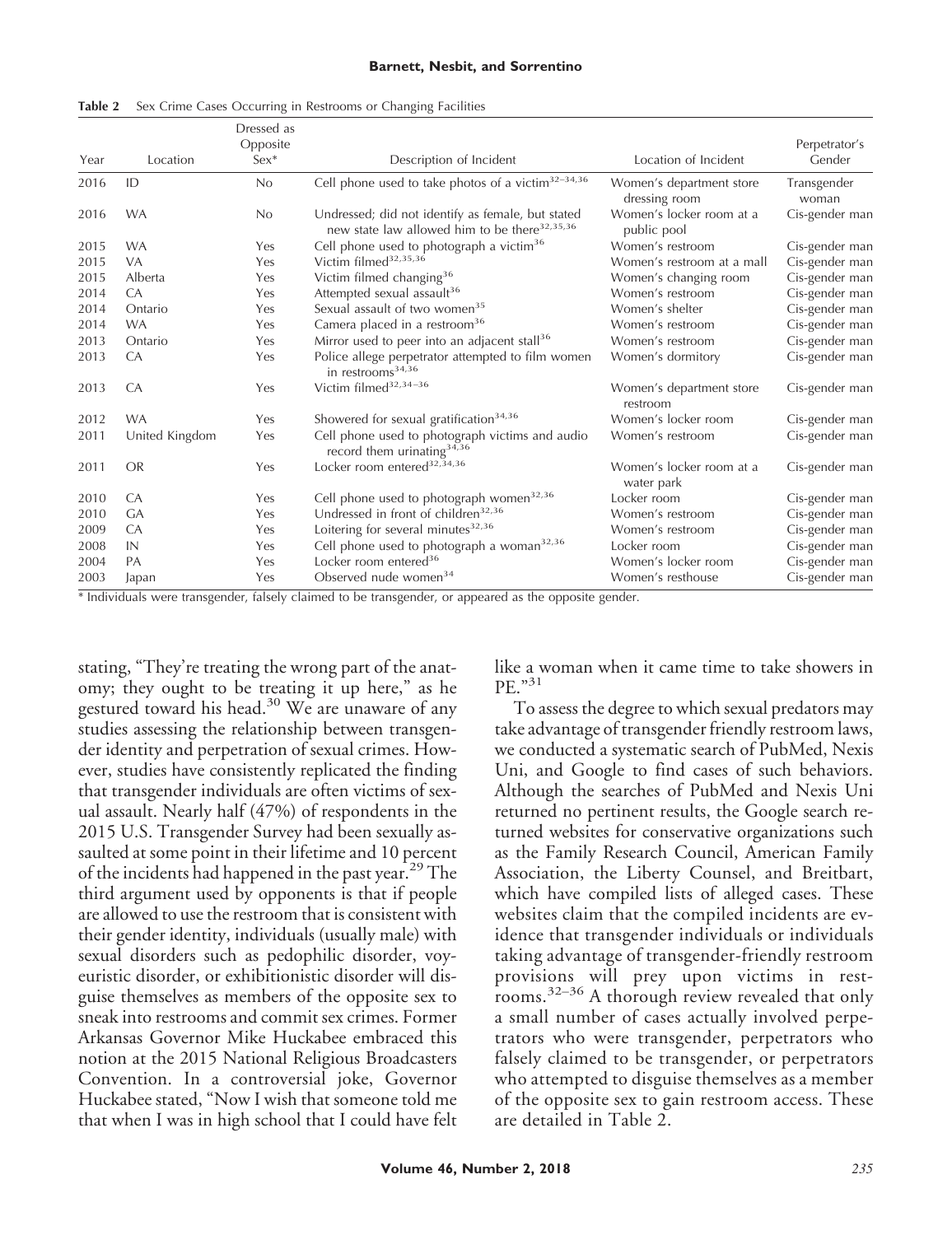**Table 2** Sex Crime Cases Occurring in Restrooms or Changing Facilities

| Year | Location | Dressed as Opposite Sex* | Description of Incident | Location of Incident | Perpetrator's Gender |
|---|---|---|---|---|---|
| 2016 | ID | No | Cell phone used to take photos of a victim[32–34,36] | Women's department store dressing room | Transgender woman |
| 2016 | WA | No | Undressed; did not identify as female, but stated new state law allowed him to be there[32,35,36] | Women's locker room at a public pool | Cis-gender man |
| 2015 | WA | Yes | Cell phone used to photograph a victim[36] | Women's restroom | Cis-gender man |
| 2015 | VA | Yes | Victim filmed[32,35,36] | Women's restroom at a mall | Cis-gender man |
| 2015 | Alberta | Yes | Victim filmed changing[36] | Women's changing room | Cis-gender man |
| 2014 | CA | Yes | Attempted sexual assault[36] | Women's restroom | Cis-gender man |
| 2014 | Ontario | Yes | Sexual assault of two women[35] | Women's shelter | Cis-gender man |
| 2014 | WA | Yes | Camera placed in a restroom[36] | Women's restroom | Cis-gender man |
| 2013 | Ontario | Yes | Mirror used to peer into an adjacent stall[36] | Women's restroom | Cis-gender man |
| 2013 | CA | Yes | Police allege perpetrator attempted to film women in restrooms[34,36] | Women's dormitory | Cis-gender man |
| 2013 | CA | Yes | Victim filmed[32,34–36] | Women's department store restroom | Cis-gender man |
| 2012 | WA | Yes | Showered for sexual gratification[34,36] | Women's locker room | Cis-gender man |
| 2011 | United Kingdom | Yes | Cell phone used to photograph victims and audio record them urinating[34,36] | Women's restroom | Cis-gender man |
| 2011 | OR | Yes | Locker room entered[32,34,36] | Women's locker room at a water park | Cis-gender man |
| 2010 | CA | Yes | Cell phone used to photograph women[32,36] | Locker room | Cis-gender man |
| 2010 | GA | Yes | Undressed in front of children[32,36] | Women's restroom | Cis-gender man |
| 2009 | CA | Yes | Loitering for several minutes[32,36] | Women's restroom | Cis-gender man |
| 2008 | IN | Yes | Cell phone used to photograph a woman[32,36] | Locker room | Cis-gender man |
| 2004 | PA | Yes | Locker room entered[36] | Women's locker room | Cis-gender man |
| 2003 | Japan | Yes | Observed nude women[34] | Women's resthouse | Cis-gender man |

\* Individuals were transgender, falsely claimed to be transgender, or appeared as the opposite gender.

stating, "They're treating the wrong part of the anatomy; they ought to be treating it up here," as he gestured toward his head.[30] We are unaware of any studies assessing the relationship between transgender identity and perpetration of sexual crimes. However, studies have consistently replicated the finding that transgender individuals are often victims of sexual assault. Nearly half (47%) of respondents in the 2015 U.S. Transgender Survey had been sexually assaulted at some point in their lifetime and 10 percent of the incidents had happened in the past year.[29] The third argument used by opponents is that if people are allowed to use the restroom that is consistent with their gender identity, individuals (usually male) with sexual disorders such as pedophilic disorder, voyeuristic disorder, or exhibitionistic disorder will disguise themselves as members of the opposite sex to sneak into restrooms and commit sex crimes. Former Arkansas Governor Mike Huckabee embraced this notion at the 2015 National Religious Broadcasters Convention. In a controversial joke, Governor Huckabee stated, "Now I wish that someone told me that when I was in high school that I could have felt like a woman when it came time to take showers in PE."[31]

To assess the degree to which sexual predators may take advantage of transgender friendly restroom laws, we conducted a systematic search of PubMed, Nexis Uni, and Google to find cases of such behaviors. Although the searches of PubMed and Nexis Uni returned no pertinent results, the Google search returned websites for conservative organizations such as the Family Research Council, American Family Association, the Liberty Counsel, and Breitbart, which have compiled lists of alleged cases. These websites claim that the compiled incidents are evidence that transgender individuals or individuals taking advantage of transgender-friendly restroom provisions will prey upon victims in restrooms.[32–36] A thorough review revealed that only a small number of cases actually involved perpetrators who were transgender, perpetrators who falsely claimed to be transgender, or perpetrators who attempted to disguise themselves as a member of the opposite sex to gain restroom access. These are detailed in Table 2.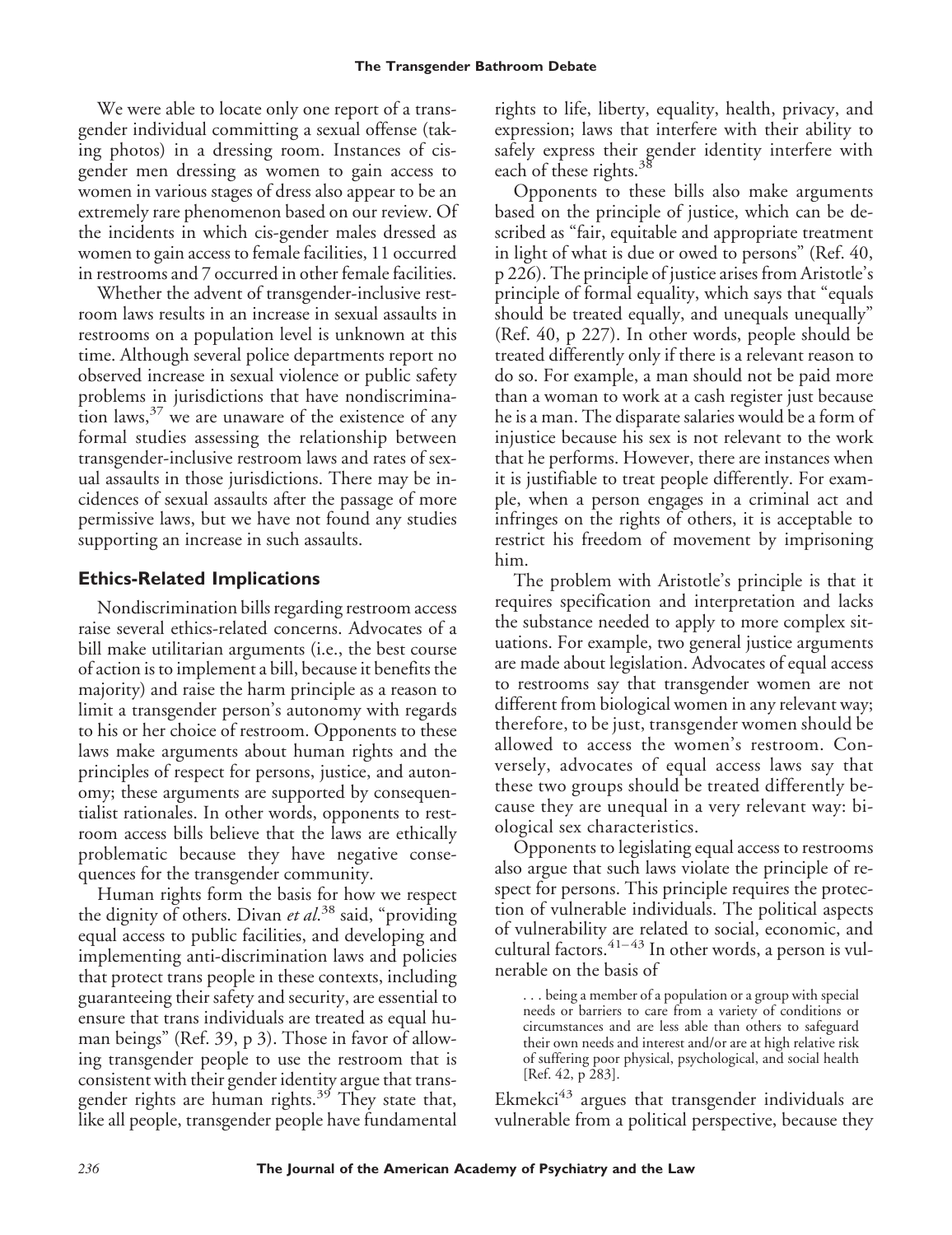We were able to locate only one report of a transgender individual committing a sexual offense (taking photos) in a dressing room. Instances of cis-gender men dressing as women to gain access to women in various stages of dress also appear to be an extremely rare phenomenon based on our review. Of the incidents in which cis-gender males dressed as women to gain access to female facilities, 11 occurred in restrooms and 7 occurred in other female facilities.

Whether the advent of transgender-inclusive restroom laws results in an increase in sexual assaults in restrooms on a population level is unknown at this time. Although several police departments report no observed increase in sexual violence or public safety problems in jurisdictions that have nondiscrimination laws,[37] we are unaware of the existence of any formal studies assessing the relationship between transgender-inclusive restroom laws and rates of sexual assaults in those jurisdictions. There may be incidences of sexual assaults after the passage of more permissive laws, but we have not found any studies supporting an increase in such assaults.

## Ethics-Related Implications

Nondiscrimination bills regarding restroom access raise several ethics-related concerns. Advocates of a bill make utilitarian arguments (i.e., the best course of action is to implement a bill, because it benefits the majority) and raise the harm principle as a reason to limit a transgender person's autonomy with regards to his or her choice of restroom. Opponents to these laws make arguments about human rights and the principles of respect for persons, justice, and autonomy; these arguments are supported by consequentialist rationales. In other words, opponents to restroom access bills believe that the laws are ethically problematic because they have negative consequences for the transgender community.

Human rights form the basis for how we respect the dignity of others. Divan *et al.*[38] said, "providing equal access to public facilities, and developing and implementing anti-discrimination laws and policies that protect trans people in these contexts, including guaranteeing their safety and security, are essential to ensure that trans individuals are treated as equal human beings" (Ref. 39, p 3). Those in favor of allowing transgender people to use the restroom that is consistent with their gender identity argue that transgender rights are human rights.[39] They state that, like all people, transgender people have fundamental rights to life, liberty, equality, health, privacy, and expression; laws that interfere with their ability to safely express their gender identity interfere with each of these rights.[38]

Opponents to these bills also make arguments based on the principle of justice, which can be described as "fair, equitable and appropriate treatment in light of what is due or owed to persons" (Ref. 40, p 226). The principle of justice arises from Aristotle's principle of formal equality, which says that "equals should be treated equally, and unequals unequally" (Ref. 40, p 227). In other words, people should be treated differently only if there is a relevant reason to do so. For example, a man should not be paid more than a woman to work at a cash register just because he is a man. The disparate salaries would be a form of injustice because his sex is not relevant to the work that he performs. However, there are instances when it is justifiable to treat people differently. For example, when a person engages in a criminal act and infringes on the rights of others, it is acceptable to restrict his freedom of movement by imprisoning him.

The problem with Aristotle's principle is that it requires specification and interpretation and lacks the substance needed to apply to more complex situations. For example, two general justice arguments are made about legislation. Advocates of equal access to restrooms say that transgender women are not different from biological women in any relevant way; therefore, to be just, transgender women should be allowed to access the women's restroom. Conversely, advocates of equal access laws say that these two groups should be treated differently because they are unequal in a very relevant way: biological sex characteristics.

Opponents to legislating equal access to restrooms also argue that such laws violate the principle of respect for persons. This principle requires the protection of vulnerable individuals. The political aspects of vulnerability are related to social, economic, and cultural factors.[41–43] In other words, a person is vulnerable on the basis of

> . . . being a member of a population or a group with special needs or barriers to care from a variety of conditions or circumstances and are less able than others to safeguard their own needs and interest and/or are at high relative risk of suffering poor physical, psychological, and social health [Ref. 42, p 283].

Ekmekci[43] argues that transgender individuals are vulnerable from a political perspective, because they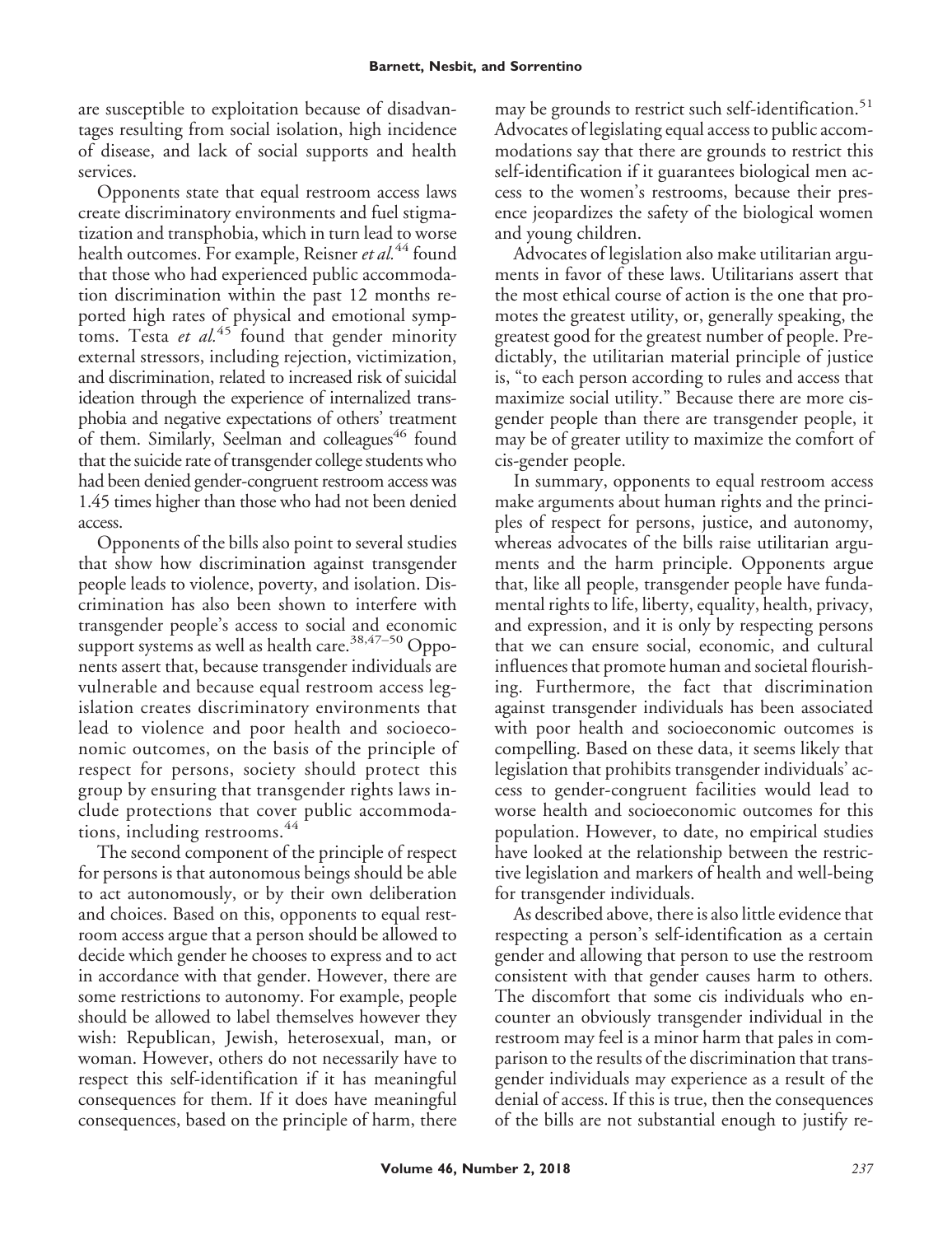are susceptible to exploitation because of disadvantages resulting from social isolation, high incidence of disease, and lack of social supports and health services.

Opponents state that equal restroom access laws create discriminatory environments and fuel stigmatization and transphobia, which in turn lead to worse health outcomes. For example, Reisner *et al.*[44] found that those who had experienced public accommodation discrimination within the past 12 months reported high rates of physical and emotional symptoms. Testa *et al.*[45] found that gender minority external stressors, including rejection, victimization, and discrimination, related to increased risk of suicidal ideation through the experience of internalized transphobia and negative expectations of others' treatment of them. Similarly, Seelman and colleagues[46] found that the suicide rate of transgender college students who had been denied gender-congruent restroom access was 1.45 times higher than those who had not been denied access.

Opponents of the bills also point to several studies that show how discrimination against transgender people leads to violence, poverty, and isolation. Discrimination has also been shown to interfere with transgender people's access to social and economic support systems as well as health care.[38,47–50] Opponents assert that, because transgender individuals are vulnerable and because equal restroom access legislation creates discriminatory environments that lead to violence and poor health and socioeconomic outcomes, on the basis of the principle of respect for persons, society should protect this group by ensuring that transgender rights laws include protections that cover public accommodations, including restrooms.[44]

The second component of the principle of respect for persons is that autonomous beings should be able to act autonomously, or by their own deliberation and choices. Based on this, opponents to equal restroom access argue that a person should be allowed to decide which gender he chooses to express and to act in accordance with that gender. However, there are some restrictions to autonomy. For example, people should be allowed to label themselves however they wish: Republican, Jewish, heterosexual, man, or woman. However, others do not necessarily have to respect this self-identification if it has meaningful consequences for them. If it does have meaningful consequences, based on the principle of harm, there may be grounds to restrict such self-identification.[51] Advocates of legislating equal access to public accommodations say that there are grounds to restrict this self-identification if it guarantees biological men access to the women's restrooms, because their presence jeopardizes the safety of the biological women and young children.

Advocates of legislation also make utilitarian arguments in favor of these laws. Utilitarians assert that the most ethical course of action is the one that promotes the greatest utility, or, generally speaking, the greatest good for the greatest number of people. Predictably, the utilitarian material principle of justice is, "to each person according to rules and access that maximize social utility." Because there are more cis-gender people than there are transgender people, it may be of greater utility to maximize the comfort of cis-gender people.

In summary, opponents to equal restroom access make arguments about human rights and the principles of respect for persons, justice, and autonomy, whereas advocates of the bills raise utilitarian arguments and the harm principle. Opponents argue that, like all people, transgender people have fundamental rights to life, liberty, equality, health, privacy, and expression, and it is only by respecting persons that we can ensure social, economic, and cultural influences that promote human and societal flourishing. Furthermore, the fact that discrimination against transgender individuals has been associated with poor health and socioeconomic outcomes is compelling. Based on these data, it seems likely that legislation that prohibits transgender individuals' access to gender-congruent facilities would lead to worse health and socioeconomic outcomes for this population. However, to date, no empirical studies have looked at the relationship between the restrictive legislation and markers of health and well-being for transgender individuals.

As described above, there is also little evidence that respecting a person's self-identification as a certain gender and allowing that person to use the restroom consistent with that gender causes harm to others. The discomfort that some cis individuals who encounter an obviously transgender individual in the restroom may feel is a minor harm that pales in comparison to the results of the discrimination that transgender individuals may experience as a result of the denial of access. If this is true, then the consequences of the bills are not substantial enough to justify re-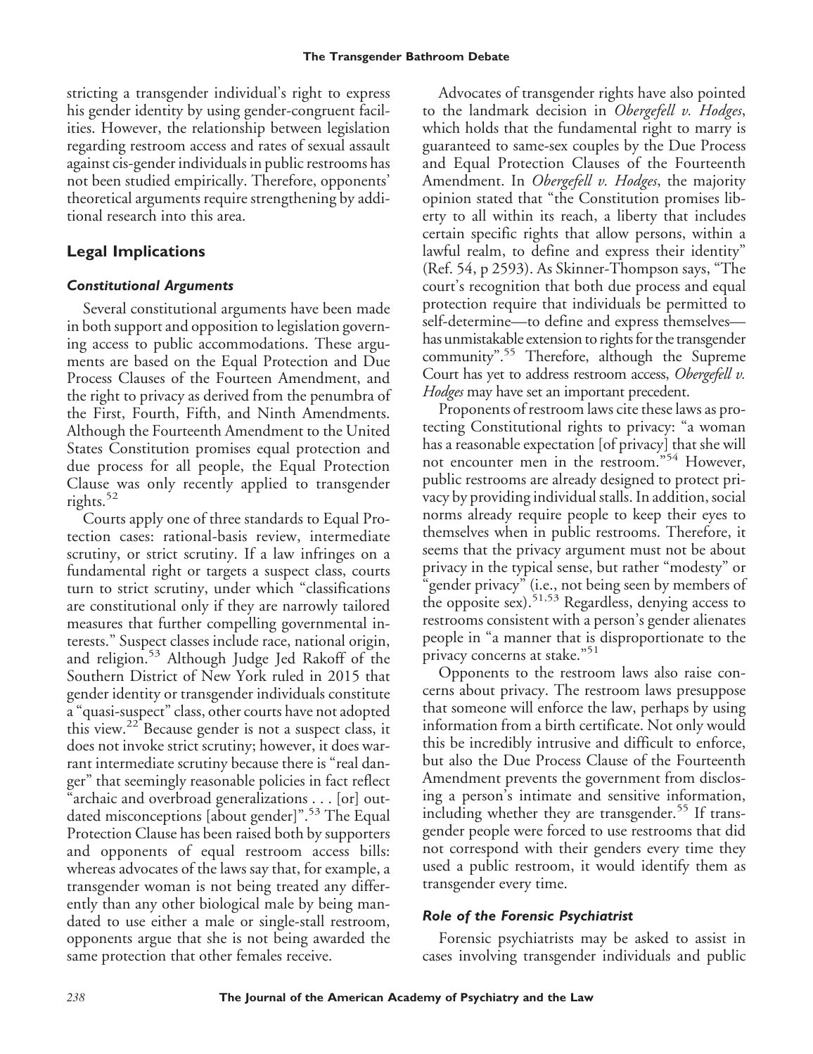stricting a transgender individual's right to express his gender identity by using gender-congruent facilities. However, the relationship between legislation regarding restroom access and rates of sexual assault against cis-gender individuals in public restrooms has not been studied empirically. Therefore, opponents' theoretical arguments require strengthening by additional research into this area.

## Legal Implications

### *Constitutional Arguments*

Several constitutional arguments have been made in both support and opposition to legislation governing access to public accommodations. These arguments are based on the Equal Protection and Due Process Clauses of the Fourteenth Amendment, and the right to privacy as derived from the penumbra of the First, Fourth, Fifth, and Ninth Amendments. Although the Fourteenth Amendment to the United States Constitution promises equal protection and due process for all people, the Equal Protection Clause was only recently applied to transgender rights.[52]

Courts apply one of three standards to Equal Protection cases: rational-basis review, intermediate scrutiny, or strict scrutiny. If a law infringes on a fundamental right or targets a suspect class, courts turn to strict scrutiny, under which "classifications are constitutional only if they are narrowly tailored measures that further compelling governmental interests." Suspect classes include race, national origin, and religion.[53] Although Judge Jed Rakoff of the Southern District of New York ruled in 2015 that gender identity or transgender individuals constitute a "quasi-suspect" class, other courts have not adopted this view.[22] Because gender is not a suspect class, it does not invoke strict scrutiny; however, it does warrant intermediate scrutiny because there is "real danger" that seemingly reasonable policies in fact reflect "archaic and overbroad generalizations . . . [or] outdated misconceptions [about gender]".[53] The Equal Protection Clause has been raised both by supporters and opponents of equal restroom access bills: whereas advocates of the laws say that, for example, a transgender woman is not being treated any differently than any other biological male by being mandated to use either a male or single-stall restroom, opponents argue that she is not being awarded the same protection that other females receive.

Advocates of transgender rights have also pointed to the landmark decision in *Obergefell v. Hodges*, which holds that the fundamental right to marry is guaranteed to same-sex couples by the Due Process and Equal Protection Clauses of the Fourteenth Amendment. In *Obergefell v. Hodges*, the majority opinion stated that "the Constitution promises liberty to all within its reach, a liberty that includes certain specific rights that allow persons, within a lawful realm, to define and express their identity" (Ref. 54, p 2593). As Skinner-Thompson says, "The court's recognition that both due process and equal protection require that individuals be permitted to self-determine—to define and express themselves—has unmistakable extension to rights for the transgender community".[55] Therefore, although the Supreme Court has yet to address restroom access, *Obergefell v. Hodges* may have set an important precedent.

Proponents of restroom laws cite these laws as protecting Constitutional rights to privacy: "a woman has a reasonable expectation [of privacy] that she will not encounter men in the restroom."[54] However, public restrooms are already designed to protect privacy by providing individual stalls. In addition, social norms already require people to keep their eyes to themselves when in public restrooms. Therefore, it seems that the privacy argument must not be about privacy in the typical sense, but rather "modesty" or "gender privacy" (i.e., not being seen by members of the opposite sex).[51,53] Regardless, denying access to restrooms consistent with a person's gender alienates people in "a manner that is disproportionate to the privacy concerns at stake."[51]

Opponents to the restroom laws also raise concerns about privacy. The restroom laws presuppose that someone will enforce the law, perhaps by using information from a birth certificate. Not only would this be incredibly intrusive and difficult to enforce, but also the Due Process Clause of the Fourteenth Amendment prevents the government from disclosing a person's intimate and sensitive information, including whether they are transgender.[55] If transgender people were forced to use restrooms that did not correspond with their genders every time they used a public restroom, it would identify them as transgender every time.

### *Role of the Forensic Psychiatrist*

Forensic psychiatrists may be asked to assist in cases involving transgender individuals and public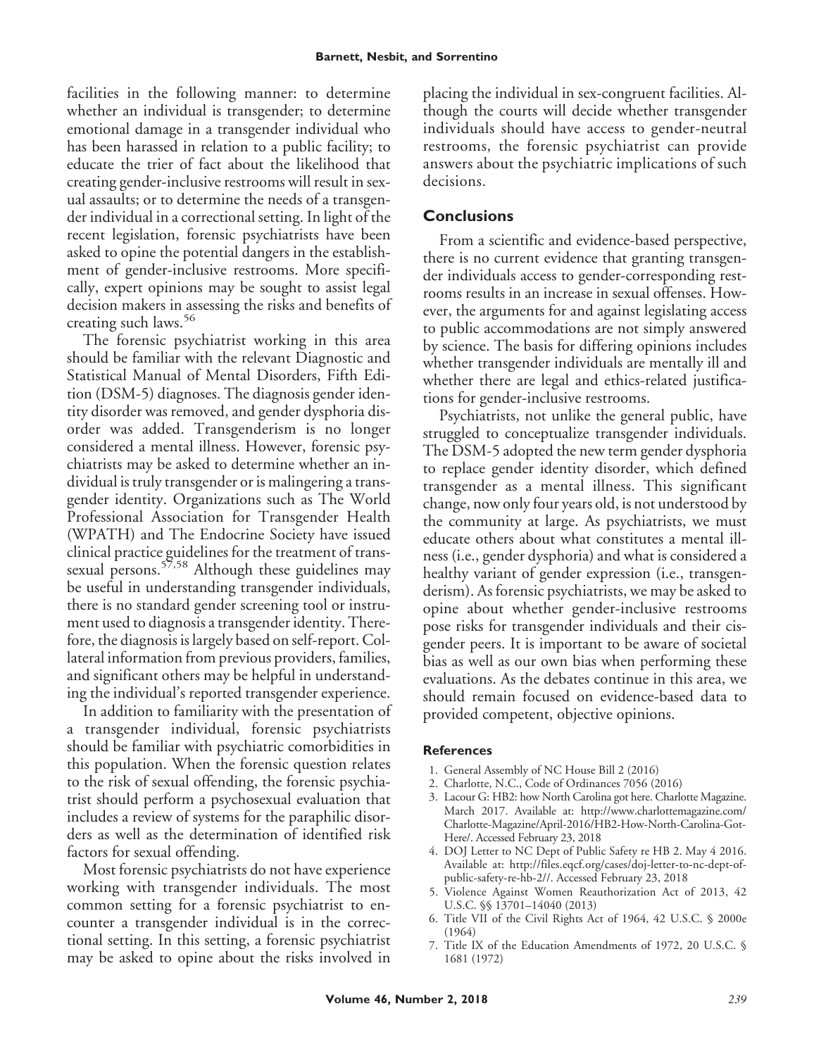facilities in the following manner: to determine whether an individual is transgender; to determine emotional damage in a transgender individual who has been harassed in relation to a public facility; to educate the trier of fact about the likelihood that creating gender-inclusive restrooms will result in sexual assaults; or to determine the needs of a transgender individual in a correctional setting. In light of the recent legislation, forensic psychiatrists have been asked to opine the potential dangers in the establishment of gender-inclusive restrooms. More specifically, expert opinions may be sought to assist legal decision makers in assessing the risks and benefits of creating such laws.[56]

The forensic psychiatrist working in this area should be familiar with the relevant Diagnostic and Statistical Manual of Mental Disorders, Fifth Edition (DSM-5) diagnoses. The diagnosis gender identity disorder was removed, and gender dysphoria disorder was added. Transgenderism is no longer considered a mental illness. However, forensic psychiatrists may be asked to determine whether an individual is truly transgender or is malingering a transgender identity. Organizations such as The World Professional Association for Transgender Health (WPATH) and The Endocrine Society have issued clinical practice guidelines for the treatment of transsexual persons.[57,58] Although these guidelines may be useful in understanding transgender individuals, there is no standard gender screening tool or instrument used to diagnosis a transgender identity. Therefore, the diagnosis is largely based on self-report. Collateral information from previous providers, families, and significant others may be helpful in understanding the individual's reported transgender experience.

In addition to familiarity with the presentation of a transgender individual, forensic psychiatrists should be familiar with psychiatric comorbidities in this population. When the forensic question relates to the risk of sexual offending, the forensic psychiatrist should perform a psychosexual evaluation that includes a review of systems for the paraphilic disorders as well as the determination of identified risk factors for sexual offending.

Most forensic psychiatrists do not have experience working with transgender individuals. The most common setting for a forensic psychiatrist to encounter a transgender individual is in the correctional setting. In this setting, a forensic psychiatrist may be asked to opine about the risks involved in placing the individual in sex-congruent facilities. Although the courts will decide whether transgender individuals should have access to gender-neutral restrooms, the forensic psychiatrist can provide answers about the psychiatric implications of such decisions.

## Conclusions

From a scientific and evidence-based perspective, there is no current evidence that granting transgender individuals access to gender-corresponding restrooms results in an increase in sexual offenses. However, the arguments for and against legislating access to public accommodations are not simply answered by science. The basis for differing opinions includes whether transgender individuals are mentally ill and whether there are legal and ethics-related justifications for gender-inclusive restrooms.

Psychiatrists, not unlike the general public, have struggled to conceptualize transgender individuals. The DSM-5 adopted the new term gender dysphoria to replace gender identity disorder, which defined transgender as a mental illness. This significant change, now only four years old, is not understood by the community at large. As psychiatrists, we must educate others about what constitutes a mental illness (i.e., gender dysphoria) and what is considered a healthy variant of gender expression (i.e., transgenderism). As forensic psychiatrists, we may be asked to opine about whether gender-inclusive restrooms pose risks for transgender individuals and their cisgender peers. It is important to be aware of societal bias as well as our own bias when performing these evaluations. As the debates continue in this area, we should remain focused on evidence-based data to provided competent, objective opinions.

### References

1. General Assembly of NC House Bill 2 (2016)
2. Charlotte, N.C., Code of Ordinances 7056 (2016)
3. Lacour G: HB2: how North Carolina got here. Charlotte Magazine. March 2017. Available at: http://www.charlottemagazine.com/Charlotte-Magazine/April-2016/HB2-How-North-Carolina-Got-Here/. Accessed February 23, 2018
4. DOJ Letter to NC Dept of Public Safety re HB 2. May 4 2016. Available at: http://files.eqcf.org/cases/doj-letter-to-nc-dept-of-public-safety-re-hb-2//. Accessed February 23, 2018
5. Violence Against Women Reauthorization Act of 2013, 42 U.S.C. §§ 13701–14040 (2013)
6. Title VII of the Civil Rights Act of 1964, 42 U.S.C. § 2000e (1964)
7. Title IX of the Education Amendments of 1972, 20 U.S.C. § 1681 (1972)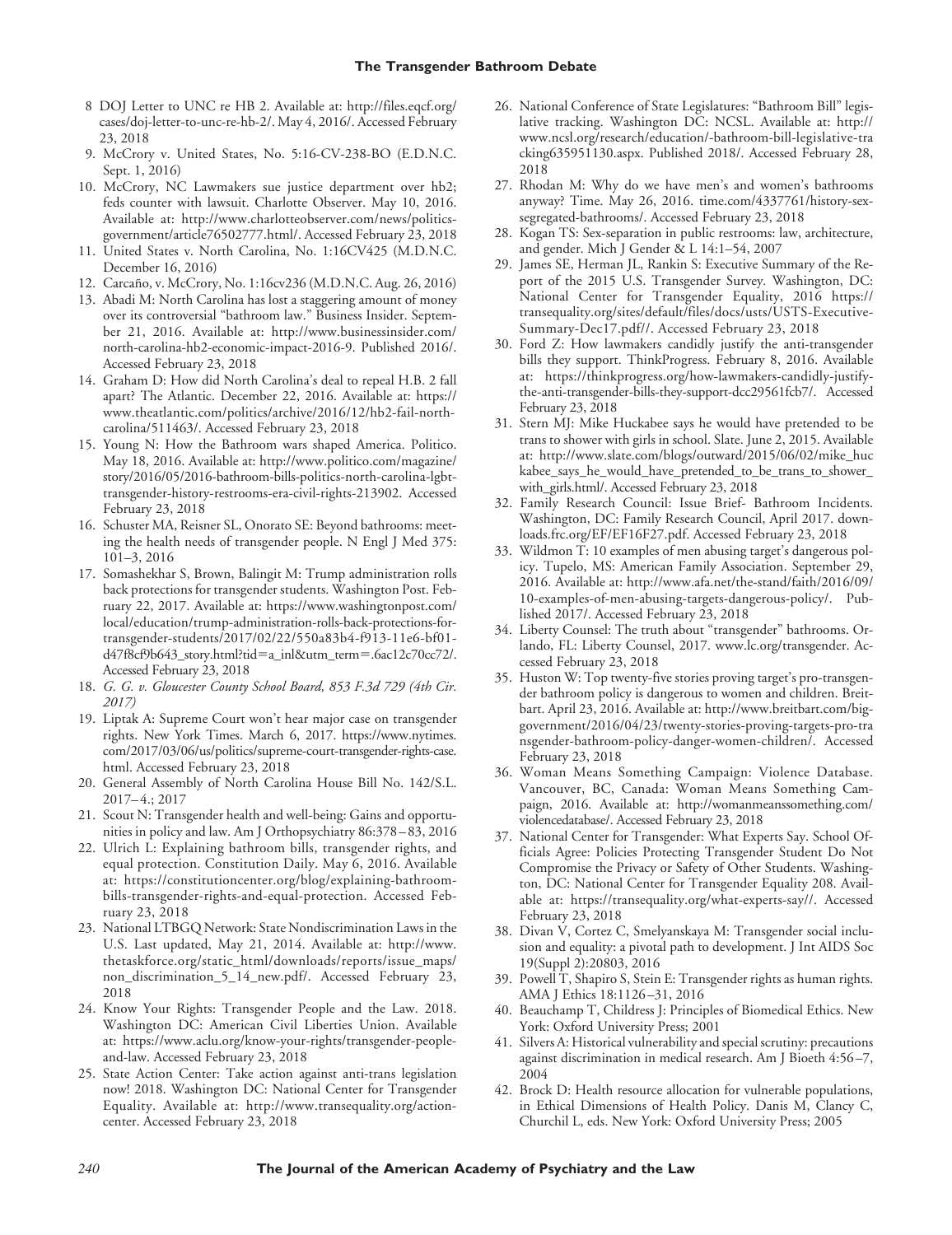8 DOJ Letter to UNC re HB 2. Available at: http://files.eqcf.org/cases/doj-letter-to-unc-re-hb-2/. May 4, 2016/. Accessed February 23, 2018

9. McCrory v. United States, No. 5:16-CV-238-BO (E.D.N.C. Sept. 1, 2016)

10. McCrory, NC Lawmakers sue justice department over hb2; feds counter with lawsuit. Charlotte Observer. May 10, 2016. Available at: http://www.charlotteobserver.com/news/politics-government/article76502777.html/. Accessed February 23, 2018

11. United States v. North Carolina, No. 1:16CV425 (M.D.N.C. December 16, 2016)

12. Carcaño, v. McCrory, No. 1:16cv236 (M.D.N.C. Aug. 26, 2016)

13. Abadi M: North Carolina has lost a staggering amount of money over its controversial "bathroom law." Business Insider. September 21, 2016. Available at: http://www.businessinsider.com/north-carolina-hb2-economic-impact-2016-9. Published 2016/. Accessed February 23, 2018

14. Graham D: How did North Carolina's deal to repeal H.B. 2 fall apart? The Atlantic. December 22, 2016. Available at: https://www.theatlantic.com/politics/archive/2016/12/hb2-fail-north-carolina/511463/. Accessed February 23, 2018

15. Young N: How the Bathroom wars shaped America. Politico. May 18, 2016. Available at: http://www.politico.com/magazine/story/2016/05/2016-bathroom-bills-politics-north-carolina-lgbt-transgender-history-restrooms-era-civil-rights-213902. Accessed February 23, 2018

16. Schuster MA, Reisner SL, Onorato SE: Beyond bathrooms: meeting the health needs of transgender people. N Engl J Med 375:101–3, 2016

17. Somashekhar S, Brown, Balingit M: Trump administration rolls back protections for transgender students. Washington Post. February 22, 2017. Available at: https://www.washingtonpost.com/local/education/trump-administration-rolls-back-protections-for-transgender-students/2017/02/22/550a83b4-f913-11e6-bf01-d47f8cf9b643_story.html?tid=a_inl&utm_term=.6ac12c70cc72/. Accessed February 23, 2018

18. *G. G. v. Gloucester County School Board, 853 F.3d 729 (4th Cir. 2017)*

19. Liptak A: Supreme Court won't hear major case on transgender rights. New York Times. March 6, 2017. https://www.nytimes.com/2017/03/06/us/politics/supreme-court-transgender-rights-case.html. Accessed February 23, 2018

20. General Assembly of North Carolina House Bill No. 142/S.L. 2017–4.; 2017

21. Scout N: Transgender health and well-being: Gains and opportunities in policy and law. Am J Orthopsychiatry 86:378–83, 2016

22. Ulrich L: Explaining bathroom bills, transgender rights, and equal protection. Constitution Daily. May 6, 2016. Available at: https://constitutioncenter.org/blog/explaining-bathroom-bills-transgender-rights-and-equal-protection. Accessed February 23, 2018

23. National LTBGQ Network: State Nondiscrimination Laws in the U.S. Last updated, May 21, 2014. Available at: http://www.thetaskforce.org/static_html/downloads/reports/issue_maps/non_discrimination_5_14_new.pdf/. Accessed February 23, 2018

24. Know Your Rights: Transgender People and the Law. 2018. Washington DC: American Civil Liberties Union. Available at: https://www.aclu.org/know-your-rights/transgender-people-and-law. Accessed February 23, 2018

25. State Action Center: Take action against anti-trans legislation now! 2018. Washington DC: National Center for Transgender Equality. Available at: http://www.transequality.org/action-center. Accessed February 23, 2018

26. National Conference of State Legislatures: "Bathroom Bill" legislative tracking. Washington DC: NCSL. Available at: http://www.ncsl.org/research/education/-bathroom-bill-legislative-tracking635951130.aspx. Published 2018/. Accessed February 28, 2018

27. Rhodan M: Why do we have men's and women's bathrooms anyway? Time. May 26, 2016. time.com/4337761/history-sex-segregated-bathrooms/. Accessed February 23, 2018

28. Kogan TS: Sex-separation in public restrooms: law, architecture, and gender. Mich J Gender & L 14:1–54, 2007

29. James SE, Herman JL, Rankin S: Executive Summary of the Report of the 2015 U.S. Transgender Survey. Washington, DC: National Center for Transgender Equality, 2016 https://transequality.org/sites/default/files/docs/usts/USTS-Executive-Summary-Dec17.pdf//. Accessed February 23, 2018

30. Ford Z: How lawmakers candidly justify the anti-transgender bills they support. ThinkProgress. February 8, 2016. Available at: https://thinkprogress.org/how-lawmakers-candidly-justify-the-anti-transgender-bills-they-support-dcc29561fcb7/. Accessed February 23, 2018

31. Stern MJ: Mike Huckabee says he would have pretended to be trans to shower with girls in school. Slate. June 2, 2015. Available at: http://www.slate.com/blogs/outward/2015/06/02/mike_huckabee_says_he_would_have_pretended_to_be_trans_to_shower_with_girls.html/. Accessed February 23, 2018

32. Family Research Council: Issue Brief- Bathroom Incidents. Washington, DC: Family Research Council, April 2017. downloads.frc.org/EF/EF16F27.pdf. Accessed February 23, 2018

33. Wildmon T: 10 examples of men abusing target's dangerous policy. Tupelo, MS: American Family Association. September 29, 2016. Available at: http://www.afa.net/the-stand/faith/2016/09/10-examples-of-men-abusing-targets-dangerous-policy/. Published 2017/. Accessed February 23, 2018

34. Liberty Counsel: The truth about "transgender" bathrooms. Orlando, FL: Liberty Counsel, 2017. www.lc.org/transgender. Accessed February 23, 2018

35. Huston W: Top twenty-five stories proving target's pro-transgender bathroom policy is dangerous to women and children. Breitbart. April 23, 2016. Available at: http://www.breitbart.com/big-government/2016/04/23/twenty-stories-proving-targets-pro-transgender-bathroom-policy-danger-women-children/. Accessed February 23, 2018

36. Woman Means Something Campaign: Violence Database. Vancouver, BC, Canada: Woman Means Something Campaign, 2016. Available at: http://womanmeanssomething.com/violencedatabase/. Accessed February 23, 2018

37. National Center for Transgender: What Experts Say. School Officials Agree: Policies Protecting Transgender Student Do Not Compromise the Privacy or Safety of Other Students. Washington, DC: National Center for Transgender Equality 208. Available at: https://transequality.org/what-experts-say//. Accessed February 23, 2018

38. Divan V, Cortez C, Smelyanskaya M: Transgender social inclusion and equality: a pivotal path to development. J Int AIDS Soc 19(Suppl 2):20803, 2016

39. Powell T, Shapiro S, Stein E: Transgender rights as human rights. AMA J Ethics 18:1126–31, 2016

40. Beauchamp T, Childress J: Principles of Biomedical Ethics. New York: Oxford University Press; 2001

41. Silvers A: Historical vulnerability and special scrutiny: precautions against discrimination in medical research. Am J Bioeth 4:56–7, 2004

42. Brock D: Health resource allocation for vulnerable populations, in Ethical Dimensions of Health Policy. Danis M, Clancy C, Churchil L, eds. New York: Oxford University Press; 2005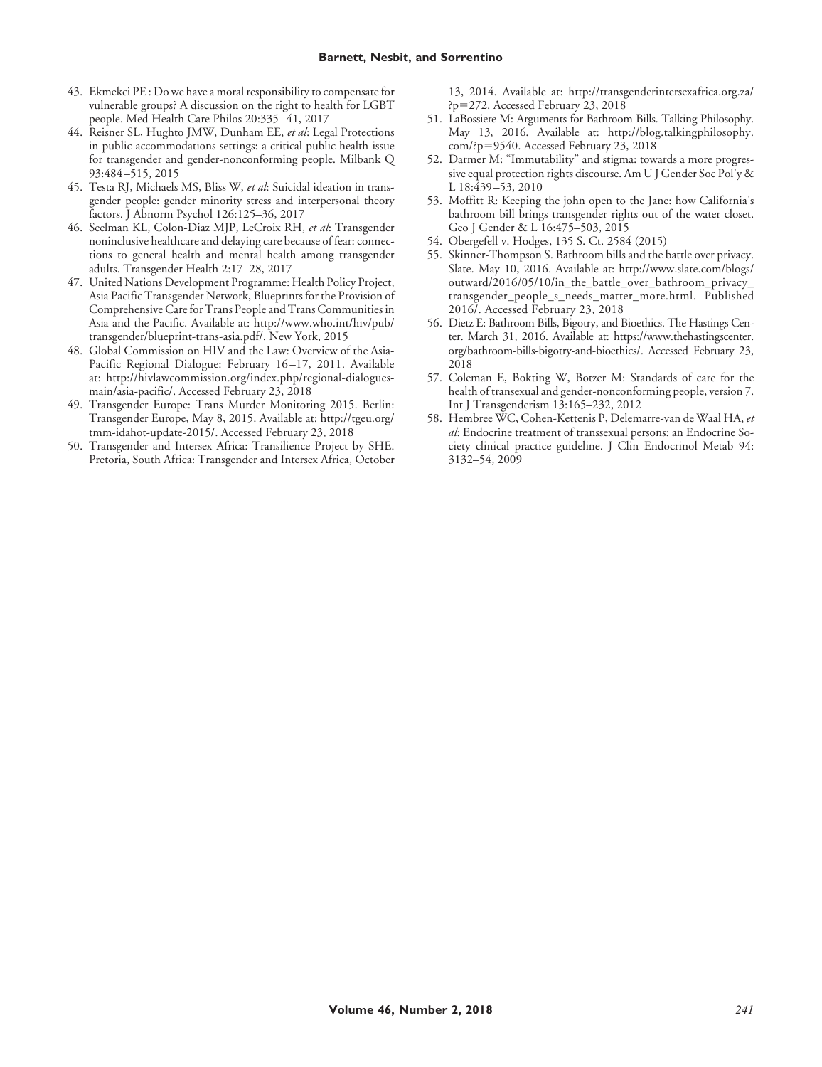43. Ekmekci PE : Do we have a moral responsibility to compensate for vulnerable groups? A discussion on the right to health for LGBT people. Med Health Care Philos 20:335–41, 2017
44. Reisner SL, Hughto JMW, Dunham EE, *et al*: Legal Protections in public accommodations settings: a critical public health issue for transgender and gender-nonconforming people. Milbank Q 93:484–515, 2015
45. Testa RJ, Michaels MS, Bliss W, *et al*: Suicidal ideation in transgender people: gender minority stress and interpersonal theory factors. J Abnorm Psychol 126:125–36, 2017
46. Seelman KL, Colon-Diaz MJP, LeCroix RH, *et al*: Transgender noninclusive healthcare and delaying care because of fear: connections to general health and mental health among transgender adults. Transgender Health 2:17–28, 2017
47. United Nations Development Programme: Health Policy Project, Asia Pacific Transgender Network, Blueprints for the Provision of Comprehensive Care for Trans People and Trans Communities in Asia and the Pacific. Available at: http://www.who.int/hiv/pub/transgender/blueprint-trans-asia.pdf/. New York, 2015
48. Global Commission on HIV and the Law: Overview of the Asia-Pacific Regional Dialogue: February 16–17, 2011. Available at: http://hivlawcommission.org/index.php/regional-dialogues-main/asia-pacific/. Accessed February 23, 2018
49. Transgender Europe: Trans Murder Monitoring 2015. Berlin: Transgender Europe, May 8, 2015. Available at: http://tgeu.org/tmm-idahot-update-2015/. Accessed February 23, 2018
50. Transgender and Intersex Africa: Transilience Project by SHE. Pretoria, South Africa: Transgender and Intersex Africa, October 13, 2014. Available at: http://transgenderintersexafrica.org.za/?p=272. Accessed February 23, 2018
51. LaBossiere M: Arguments for Bathroom Bills. Talking Philosophy. May 13, 2016. Available at: http://blog.talkingphilosophy.com/?p=9540. Accessed February 23, 2018
52. Darmer M: "Immutability" and stigma: towards a more progressive equal protection rights discourse. Am U J Gender Soc Pol'y & L 18:439–53, 2010
53. Moffitt R: Keeping the john open to the Jane: how California's bathroom bill brings transgender rights out of the water closet. Geo J Gender & L 16:475–503, 2015
54. Obergefell v. Hodges, 135 S. Ct. 2584 (2015)
55. Skinner-Thompson S. Bathroom bills and the battle over privacy. Slate. May 10, 2016. Available at: http://www.slate.com/blogs/outward/2016/05/10/in_the_battle_over_bathroom_privacy_transgender_people_s_needs_matter_more.html. Published 2016/. Accessed February 23, 2018
56. Dietz E: Bathroom Bills, Bigotry, and Bioethics. The Hastings Center. March 31, 2016. Available at: https://www.thehastingscenter.org/bathroom-bills-bigotry-and-bioethics/. Accessed February 23, 2018
57. Coleman E, Bokting W, Botzer M: Standards of care for the health of transexual and gender-nonconforming people, version 7. Int J Transgenderism 13:165–232, 2012
58. Hembree WC, Cohen-Kettenis P, Delemarre-van de Waal HA, *et al*: Endocrine treatment of transsexual persons: an Endocrine Society clinical practice guideline. J Clin Endocrinol Metab 94: 3132–54, 2009